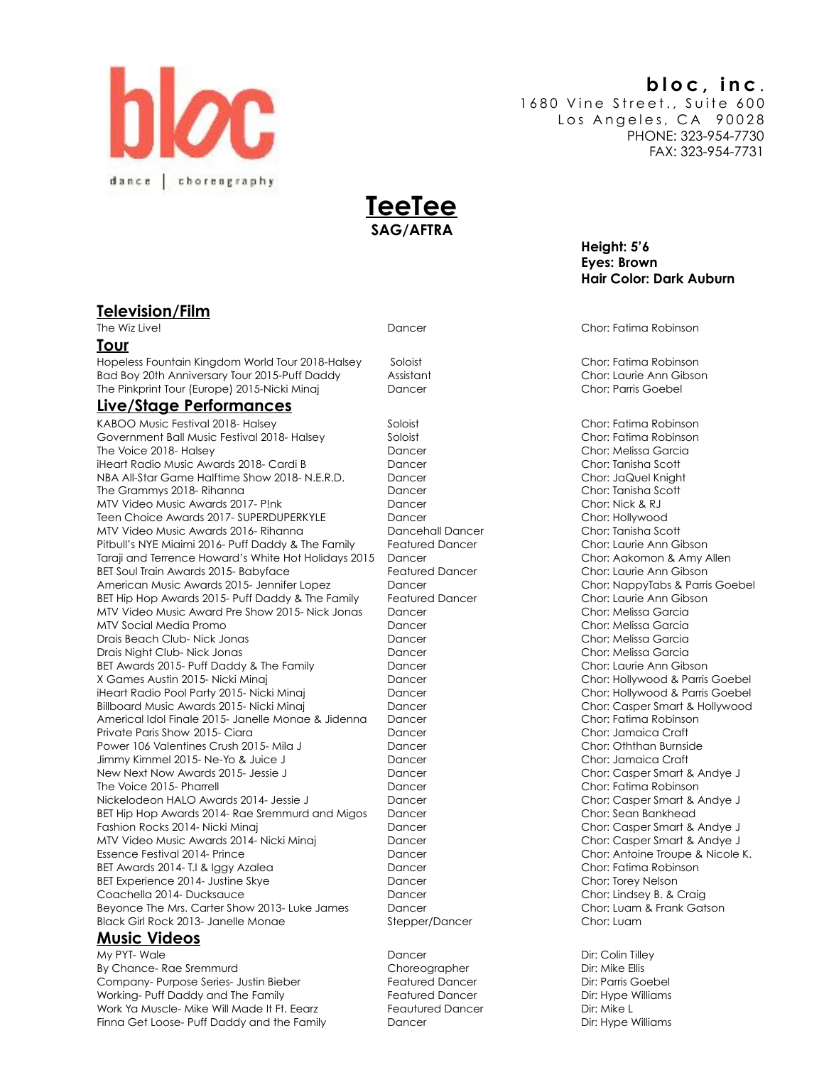bloc

dance | choreography

**bloc, inc.**
1680 Vine Street., Suite 600
Los Angeles, CA 90028
PHONE: 323-954-7730
FAX: 323-954-7731

# TeeTee

**SAG/AFTRA**

**Height: 5'6**
**Eyes: Brown**
**Hair Color: Dark Auburn**

## Television/Film

| | | |
|---|---|---|
| The Wiz Live! | Dancer | Chor: Fatima Robinson |

## Tour

| | | |
|---|---|---|
| Hopeless Fountain Kingdom World Tour 2018-Halsey | Soloist | Chor: Fatima Robinson |
| Bad Boy 20th Anniversary Tour 2015-Puff Daddy | Assistant | Chor: Laurie Ann Gibson |
| The Pinkprint Tour (Europe) 2015-Nicki Minaj | Dancer | Chor: Parris Goebel |

## Live/Stage Performances

| | | |
|---|---|---|
| KABOO Music Festival 2018- Halsey | Soloist | Chor: Fatima Robinson |
| Government Ball Music Festival 2018- Halsey | Soloist | Chor: Fatima Robinson |
| The Voice 2018- Halsey | Dancer | Chor: Melissa Garcia |
| iHeart Radio Music Awards 2018- Cardi B | Dancer | Chor: Tanisha Scott |
| NBA All-Star Game Halftime Show 2018- N.E.R.D. | Dancer | Chor: JaQuel Knight |
| The Grammys 2018- Rihanna | Dancer | Chor: Tanisha Scott |
| MTV Video Music Awards 2017- P!nk | Dancer | Chor: Nick & RJ |
| Teen Choice Awards 2017- SUPERDUPERKYLE | Dancer | Chor: Hollywood |
| MTV Video Music Awards 2016- Rihanna | Dancehall Dancer | Chor: Tanisha Scott |
| Pitbull's NYE Miaimi 2016- Puff Daddy & The Family | Featured Dancer | Chor: Laurie Ann Gibson |
| Taraji and Terrence Howard's White Hot Holidays 2015 | Dancer | Chor: Aakomon & Amy Allen |
| BET Soul Train Awards 2015- Babyface | Featured Dancer | Chor: Laurie Ann Gibson |
| American Music Awards 2015- Jennifer Lopez | Dancer | Chor: NappyTabs & Parris Goebel |
| BET Hip Hop Awards 2015- Puff Daddy & The Family | Featured Dancer | Chor: Laurie Ann Gibson |
| MTV Video Music Award Pre Show 2015- Nick Jonas | Dancer | Chor: Melissa Garcia |
| MTV Social Media Promo | Dancer | Chor: Melissa Garcia |
| Drais Beach Club- Nick Jonas | Dancer | Chor: Melissa Garcia |
| Drais Night Club- Nick Jonas | Dancer | Chor: Melissa Garcia |
| BET Awards 2015- Puff Daddy & The Family | Dancer | Chor: Laurie Ann Gibson |
| X Games Austin 2015- Nicki Minaj | Dancer | Chor: Hollywood & Parris Goebel |
| iHeart Radio Pool Party 2015- Nicki Minaj | Dancer | Chor: Hollywood & Parris Goebel |
| Billboard Music Awards 2015- Nicki Minaj | Dancer | Chor: Casper Smart & Hollywood |
| Americal Idol Finale 2015- Janelle Monae & Jidenna | Dancer | Chor: Fatima Robinson |
| Private Paris Show 2015- Ciara | Dancer | Chor: Jamaica Craft |
| Power 106 Valentines Crush 2015- Mila J | Dancer | Chor: Oththan Burnside |
| Jimmy Kimmel 2015- Ne-Yo & Juice J | Dancer | Chor: Jamaica Craft |
| New Next Now Awards 2015- Jessie J | Dancer | Chor: Casper Smart & Andye J |
| The Voice 2015- Pharrell | Dancer | Chor: Fatima Robinson |
| Nickelodeon HALO Awards 2014- Jessie J | Dancer | Chor: Casper Smart & Andye J |
| BET Hip Hop Awards 2014- Rae Sremmurd and Migos | Dancer | Chor: Sean Bankhead |
| Fashion Rocks 2014- Nicki Minaj | Dancer | Chor: Casper Smart & Andye J |
| MTV Video Music Awards 2014- Nicki Minaj | Dancer | Chor: Casper Smart & Andye J |
| Essence Festival 2014- Prince | Dancer | Chor: Antoine Troupe & Nicole K. |
| BET Awards 2014- T.I & Iggy Azalea | Dancer | Chor: Fatima Robinson |
| BET Experience 2014- Justine Skye | Dancer | Chor: Torey Nelson |
| Coachella 2014- Ducksauce | Dancer | Chor: Lindsey B. & Craig |
| Beyonce The Mrs. Carter Show 2013- Luke James | Dancer | Chor: Luam & Frank Gatson |
| Black Girl Rock 2013- Janelle Monae | Stepper/Dancer | Chor: Luam |

## Music Videos

| | | |
|---|---|---|
| My PYT- Wale | Dancer | Dir: Colin Tilley |
| By Chance- Rae Sremmurd | Choreographer | Dir: Mike Ellis |
| Company- Purpose Series- Justin Bieber | Featured Dancer | Dir: Parris Goebel |
| Working- Puff Daddy and The Family | Featured Dancer | Dir: Hype Williams |
| Work Ya Muscle- Mike Will Made It Ft. Eearz | Feautured Dancer | Dir: Mike L |
| Finna Get Loose- Puff Daddy and the Family | Dancer | Dir: Hype Williams |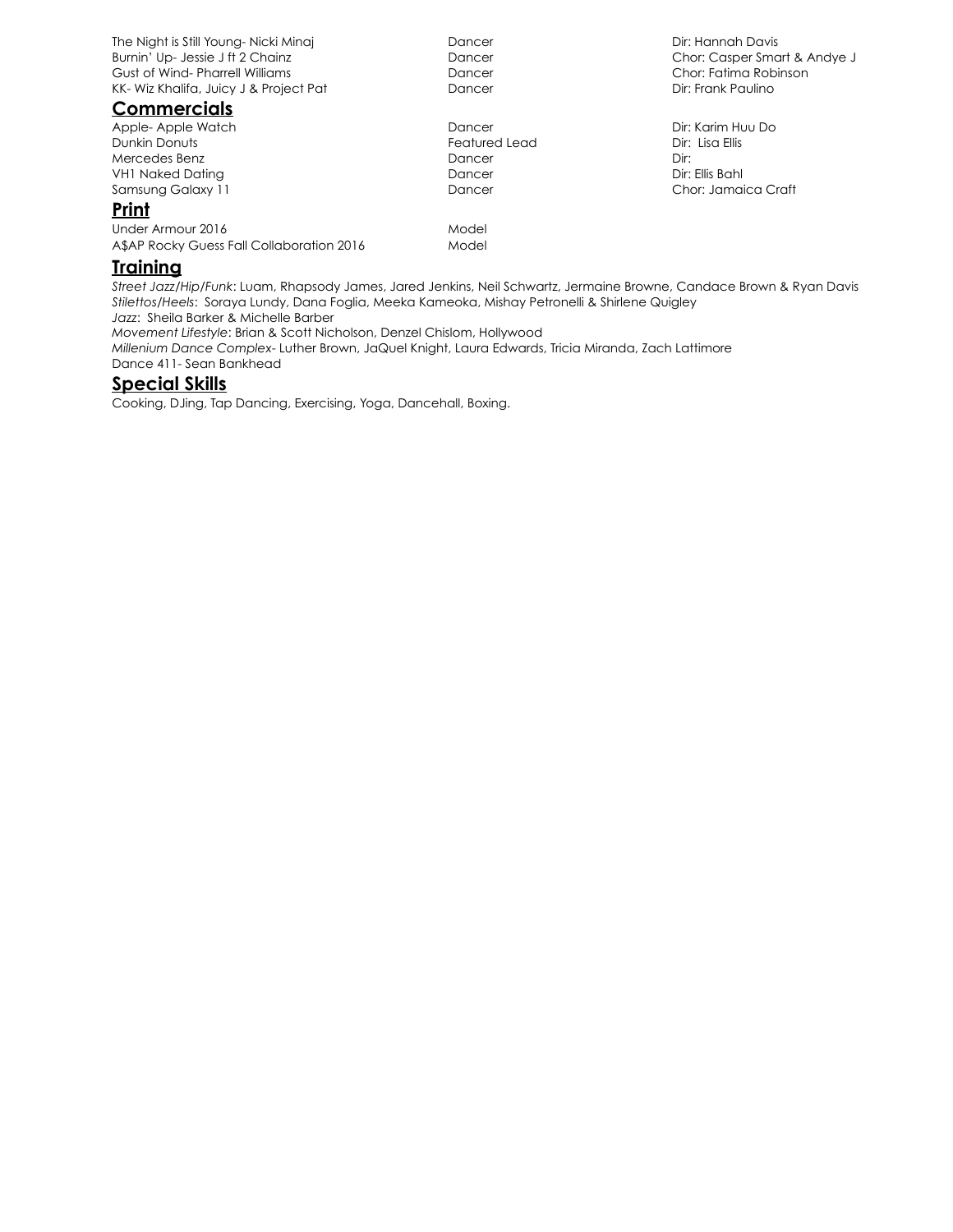| | | |
|---|---|---|
| The Night is Still Young- Nicki Minaj | Dancer | Dir: Hannah Davis |
| Burnin' Up- Jessie J ft 2 Chainz | Dancer | Chor: Casper Smart & Andye J |
| Gust of Wind- Pharrell Williams | Dancer | Chor: Fatima Robinson |
| KK- Wiz Khalifa, Juicy J & Project Pat | Dancer | Dir: Frank Paulino |

## Commercials

| | | |
|---|---|---|
| Apple- Apple Watch | Dancer | Dir: Karim Huu Do |
| Dunkin Donuts | Featured Lead | Dir: Lisa Ellis |
| Mercedes Benz | Dancer | Dir: |
| VH1 Naked Dating | Dancer | Dir: Ellis Bahl |
| Samsung Galaxy 11 | Dancer | Chor: Jamaica Craft |

## Print

| | |
|---|---|
| Under Armour 2016 | Model |
| A$AP Rocky Guess Fall Collaboration 2016 | Model |

## Training

*Street Jazz/Hip/Funk*: Luam, Rhapsody James, Jared Jenkins, Neil Schwartz, Jermaine Browne, Candace Brown & Ryan Davis
*Stilettos/Heels*: Soraya Lundy, Dana Foglia, Meeka Kameoka, Mishay Petronelli & Shirlene Quigley
*Jazz*: Sheila Barker & Michelle Barber
*Movement Lifestyle*: Brian & Scott Nicholson, Denzel Chislom, Hollywood
*Millenium Dance Complex*- Luther Brown, JaQuel Knight, Laura Edwards, Tricia Miranda, Zach Lattimore
Dance 411- Sean Bankhead

## Special Skills

Cooking, DJing, Tap Dancing, Exercising, Yoga, Dancehall, Boxing.